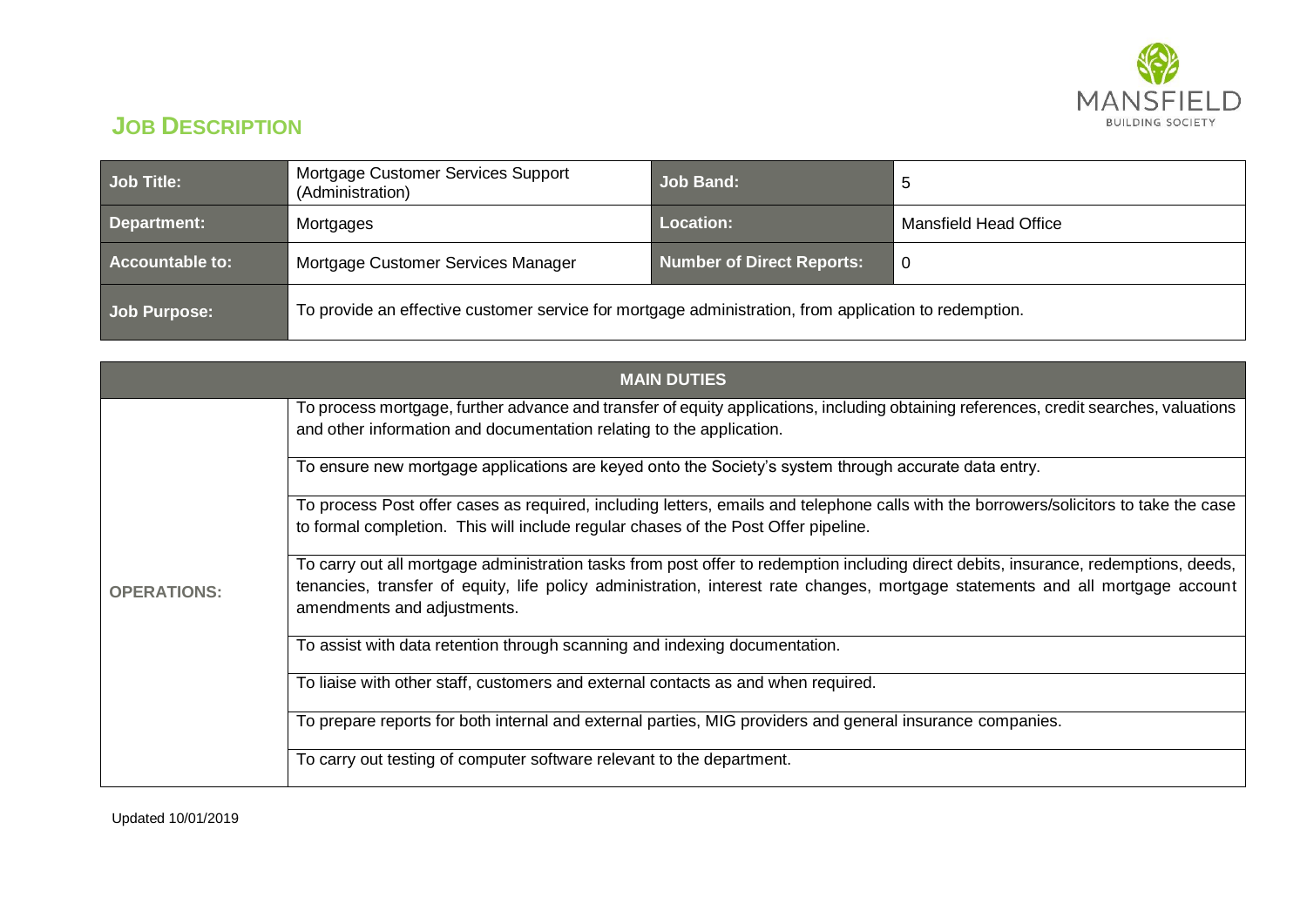MANSFIELD BUILDING SOCIETY

# JOB DESCRIPTION

| Job Title: | Mortgage Customer Services Support (Administration) | Job Band: | 5 |
|---|---|---|---|
| Department: | Mortgages | Location: | Mansfield Head Office |
| Accountable to: | Mortgage Customer Services Manager | Number of Direct Reports: | 0 |
| Job Purpose: | To provide an effective customer service for mortgage administration, from application to redemption. | | |

| MAIN DUTIES | |
|---|---|
| OPERATIONS: | To process mortgage, further advance and transfer of equity applications, including obtaining references, credit searches, valuations and other information and documentation relating to the application. |
| | To ensure new mortgage applications are keyed onto the Society's system through accurate data entry. |
| | To process Post offer cases as required, including letters, emails and telephone calls with the borrowers/solicitors to take the case to formal completion. This will include regular chases of the Post Offer pipeline. |
| | To carry out all mortgage administration tasks from post offer to redemption including direct debits, insurance, redemptions, deeds, tenancies, transfer of equity, life policy administration, interest rate changes, mortgage statements and all mortgage account amendments and adjustments. |
| | To assist with data retention through scanning and indexing documentation. |
| | To liaise with other staff, customers and external contacts as and when required. |
| | To prepare reports for both internal and external parties, MIG providers and general insurance companies. |
| | To carry out testing of computer software relevant to the department. |

Updated 10/01/2019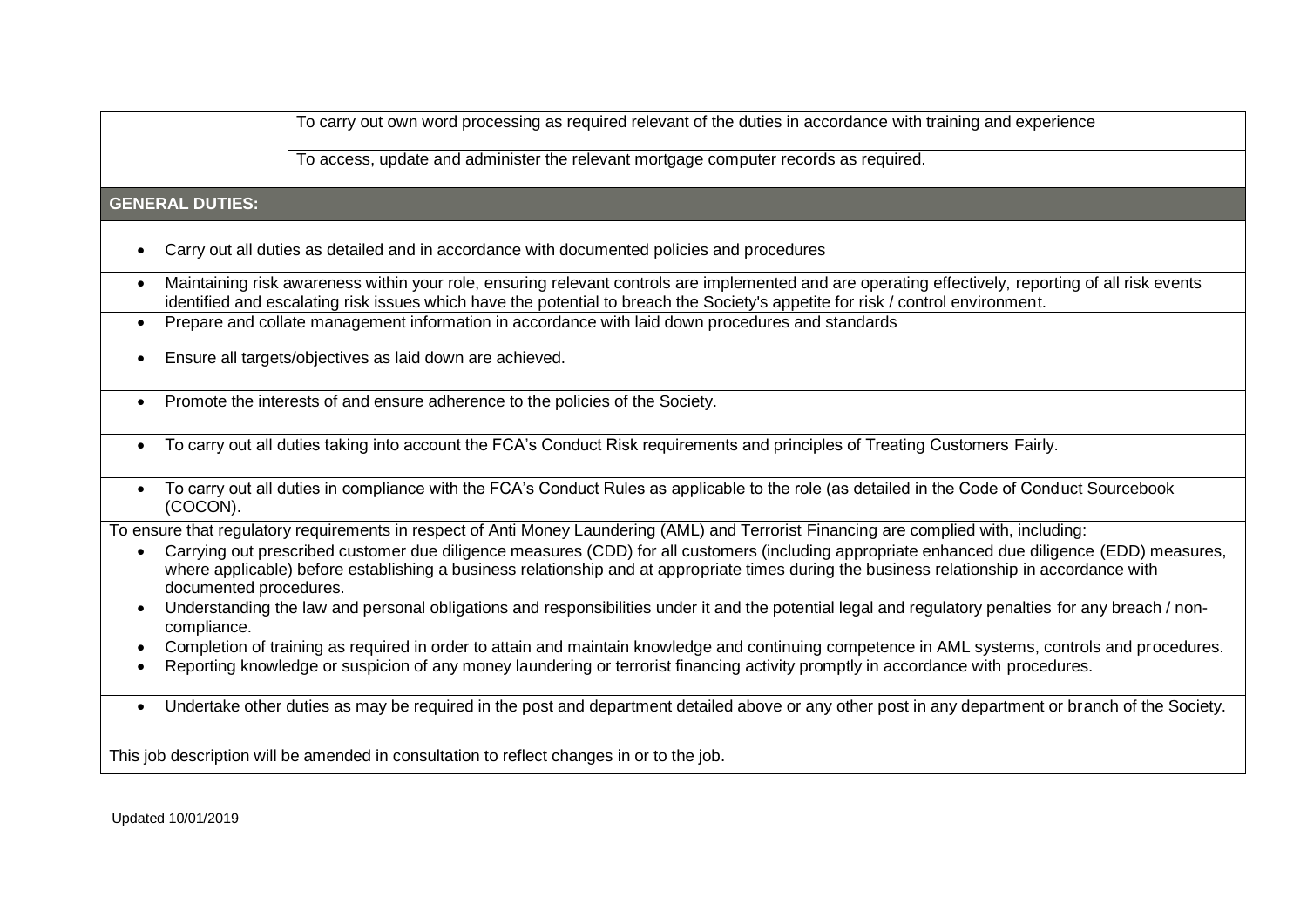| | |
|---|---|
| | To carry out own word processing as required relevant of the duties in accordance with training and experience |
| | To access, update and administer the relevant mortgage computer records as required. |

**GENERAL DUTIES:**

- Carry out all duties as detailed and in accordance with documented policies and procedures
- Maintaining risk awareness within your role, ensuring relevant controls are implemented and are operating effectively, reporting of all risk events identified and escalating risk issues which have the potential to breach the Society's appetite for risk / control environment.
- Prepare and collate management information in accordance with laid down procedures and standards
- Ensure all targets/objectives as laid down are achieved.
- Promote the interests of and ensure adherence to the policies of the Society.
- To carry out all duties taking into account the FCA's Conduct Risk requirements and principles of Treating Customers Fairly.
- To carry out all duties in compliance with the FCA's Conduct Rules as applicable to the role (as detailed in the Code of Conduct Sourcebook (COCON).

To ensure that regulatory requirements in respect of Anti Money Laundering (AML) and Terrorist Financing are complied with, including:

- Carrying out prescribed customer due diligence measures (CDD) for all customers (including appropriate enhanced due diligence (EDD) measures, where applicable) before establishing a business relationship and at appropriate times during the business relationship in accordance with documented procedures.
- Understanding the law and personal obligations and responsibilities under it and the potential legal and regulatory penalties for any breach / non-compliance.
- Completion of training as required in order to attain and maintain knowledge and continuing competence in AML systems, controls and procedures.
- Reporting knowledge or suspicion of any money laundering or terrorist financing activity promptly in accordance with procedures.

- Undertake other duties as may be required in the post and department detailed above or any other post in any department or branch of the Society.

This job description will be amended in consultation to reflect changes in or to the job.

Updated 10/01/2019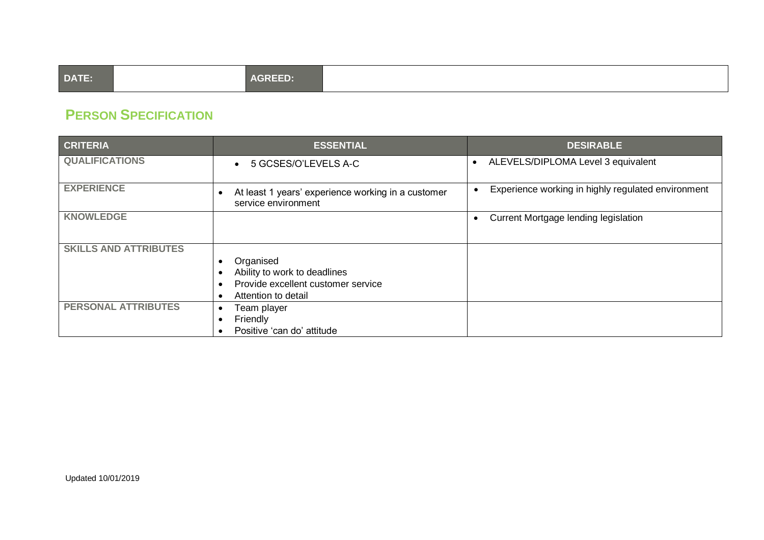| DATE: | | AGREED: | |
|---|---|---|---|

## PERSON SPECIFICATION

| CRITERIA | ESSENTIAL | DESIRABLE |
|---|---|---|
| QUALIFICATIONS | • 5 GCSES/O'LEVELS A-C | • ALEVELS/DIPLOMA Level 3 equivalent |
| EXPERIENCE | • At least 1 years' experience working in a customer service environment | • Experience working in highly regulated environment |
| KNOWLEDGE | | • Current Mortgage lending legislation |
| SKILLS AND ATTRIBUTES | • Organised<br>• Ability to work to deadlines<br>• Provide excellent customer service<br>• Attention to detail | |
| PERSONAL ATTRIBUTES | • Team player<br>• Friendly<br>• Positive 'can do' attitude | |

Updated 10/01/2019